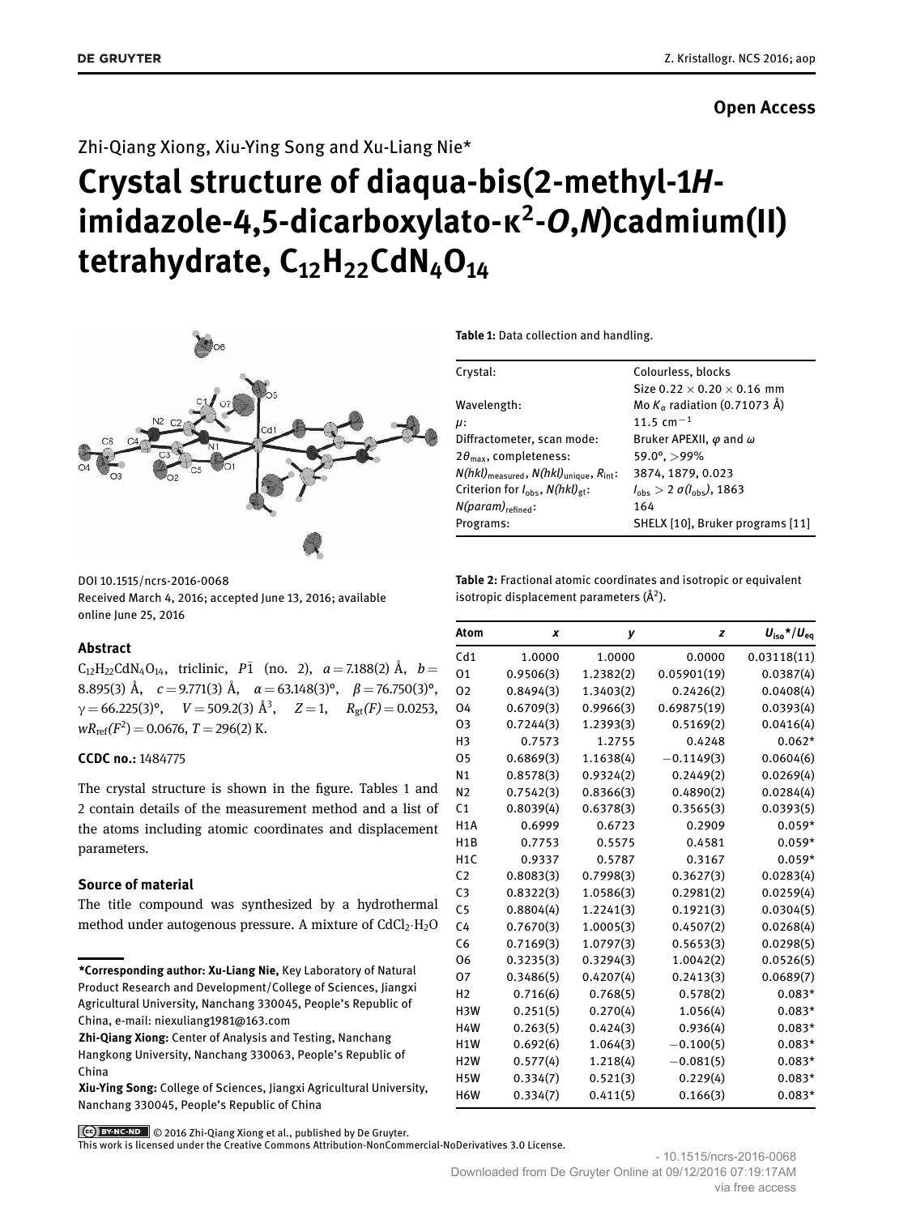**Open Access**

Zhi-Qiang Xiong, Xiu-Ying Song and Xu-Liang Nie*

# Crystal structure of diaqua-bis(2-methyl-1*H*-imidazole-4,5-dicarboxylato-κ²-*O*,*N*)cadmium(II) tetrahydrate, $C_{12}H_{22}CdN_4O_{14}$

DOI 10.1515/ncrs-2016-0068
Received March 4, 2016; accepted June 13, 2016; available online June 25, 2016

## Abstract

$C_{12}H_{22}CdN_4O_{14}$, triclinic, $P\bar{1}$ (no. 2), $a = 7.188(2)$ Å, $b = 8.895(3)$ Å, $c = 9.771(3)$ Å, $\alpha = 63.148(3)°$, $\beta = 76.750(3)°$, $\gamma = 66.225(3)°$, $V = 509.2(3)$ Å$^3$, $Z = 1$, $R_{gt}(F) = 0.0253$, $wR_{ref}(F^2) = 0.0676$, $T = 296(2)$ K.

**CCDC no.:** 1484775

The crystal structure is shown in the figure. Tables 1 and 2 contain details of the measurement method and a list of the atoms including atomic coordinates and displacement parameters.

## Source of material

The title compound was synthesized by a hydrothermal method under autogenous pressure. A mixture of $CdCl_2{\cdot}H_2O$

**Table 1:** Data collection and handling.

| | |
|---|---|
| Crystal: | Colourless, blocks |
| | Size 0.22 × 0.20 × 0.16 mm |
| Wavelength: | Mo $K_\alpha$ radiation (0.71073 Å) |
| $\mu$: | 11.5 cm$^{-1}$ |
| Diffractometer, scan mode: | Bruker APEXII, $\varphi$ and $\omega$ |
| $2\theta_{max}$, completeness: | 59.0°, >99% |
| $N(hkl)_{measured}$, $N(hkl)_{unique}$, $R_{int}$: | 3874, 1879, 0.023 |
| Criterion for $I_{obs}$, $N(hkl)_{gt}$: | $I_{obs} > 2\ \sigma(I_{obs})$, 1863 |
| $N(param)_{refined}$: | 164 |
| Programs: | SHELX [10], Bruker programs [11] |

**Table 2:** Fractional atomic coordinates and isotropic or equivalent isotropic displacement parameters (Å$^2$).

| Atom | *x* | *y* | *z* | $U_{iso}$*/$U_{eq}$ |
|---|---|---|---|---|
| Cd1 | 1.0000 | 1.0000 | 0.0000 | 0.03118(11) |
| O1 | 0.9506(3) | 1.2382(2) | 0.05901(19) | 0.0387(4) |
| O2 | 0.8494(3) | 1.3403(2) | 0.2426(2) | 0.0408(4) |
| O4 | 0.6709(3) | 0.9966(3) | 0.69875(19) | 0.0393(4) |
| O3 | 0.7244(3) | 1.2393(3) | 0.5169(2) | 0.0416(4) |
| H3 | 0.7573 | 1.2755 | 0.4248 | 0.062* |
| O5 | 0.6869(3) | 1.1638(4) | −0.1149(3) | 0.0604(6) |
| N1 | 0.8578(3) | 0.9324(2) | 0.2449(2) | 0.0269(4) |
| N2 | 0.7542(3) | 0.8366(3) | 0.4890(2) | 0.0284(4) |
| C1 | 0.8039(4) | 0.6378(3) | 0.3565(3) | 0.0393(5) |
| H1A | 0.6999 | 0.6723 | 0.2909 | 0.059* |
| H1B | 0.7753 | 0.5575 | 0.4581 | 0.059* |
| H1C | 0.9337 | 0.5787 | 0.3167 | 0.059* |
| C2 | 0.8083(3) | 0.7998(3) | 0.3627(3) | 0.0283(4) |
| C3 | 0.8322(3) | 1.0586(3) | 0.2981(2) | 0.0259(4) |
| C5 | 0.8804(4) | 1.2241(3) | 0.1921(3) | 0.0304(5) |
| C4 | 0.7670(3) | 1.0005(3) | 0.4507(2) | 0.0268(4) |
| C6 | 0.7169(3) | 1.0797(3) | 0.5653(3) | 0.0298(5) |
| O6 | 0.3235(3) | 0.3294(3) | 1.0042(2) | 0.0526(5) |
| O7 | 0.3486(5) | 0.4207(4) | 0.2413(3) | 0.0689(7) |
| H2 | 0.716(6) | 0.768(5) | 0.578(2) | 0.083* |
| H3W | 0.251(5) | 0.270(4) | 1.056(4) | 0.083* |
| H4W | 0.263(5) | 0.424(3) | 0.936(4) | 0.083* |
| H1W | 0.692(6) | 1.064(3) | −0.100(5) | 0.083* |
| H2W | 0.577(4) | 1.218(4) | −0.081(5) | 0.083* |
| H5W | 0.334(7) | 0.521(3) | 0.229(4) | 0.083* |
| H6W | 0.334(7) | 0.411(5) | 0.166(3) | 0.083* |

**\*Corresponding author: Xu-Liang Nie,** Key Laboratory of Natural Product Research and Development/College of Sciences, Jiangxi Agricultural University, Nanchang 330045, People's Republic of China, e-mail: niexuliang1981@163.com
**Zhi-Qiang Xiong:** Center of Analysis and Testing, Nanchang Hangkong University, Nanchang 330063, People's Republic of China
**Xiu-Ying Song:** College of Sciences, Jiangxi Agricultural University, Nanchang 330045, People's Republic of China

© 2016 Zhi-Qiang Xiong et al., published by De Gruyter.
This work is licensed under the Creative Commons Attribution-NonCommercial-NoDerivatives 3.0 License.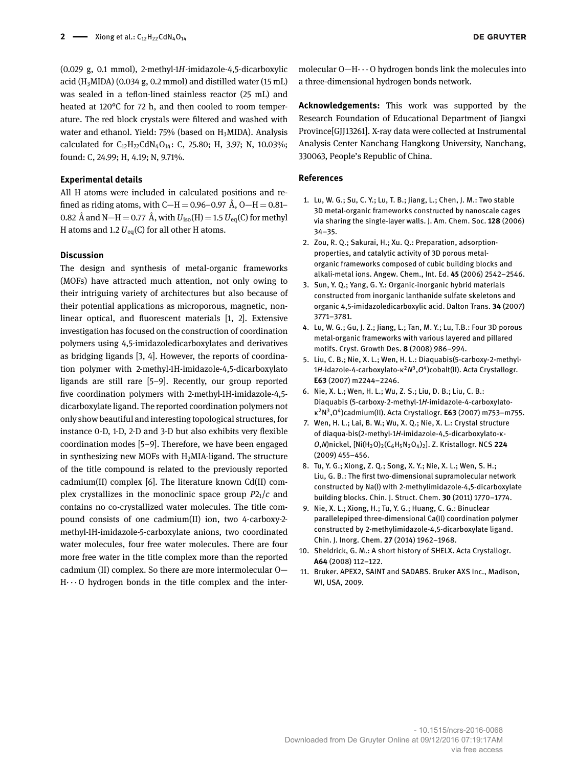(0.029 g, 0.1 mmol), 2-methyl-1*H*-imidazole-4,5-dicarboxylic acid ($H_3$MIDA) (0.034 g, 0.2 mmol) and distilled water (15 mL) was sealed in a teflon-lined stainless reactor (25 mL) and heated at 120°C for 72 h, and then cooled to room temperature. The red block crystals were filtered and washed with water and ethanol. Yield: 75% (based on $H_3$MIDA). Analysis calculated for $C_{12}H_{22}CdN_4O_{14}$: C, 25.80; H, 3.97; N, 10.03%; found: C, 24.99; H, 4.19; N, 9.71%.

## Experimental details

All H atoms were included in calculated positions and refined as riding atoms, with C—H = 0.96–0.97 Å, O—H = 0.81–0.82 Å and N—H = 0.77 Å, with $U_{iso}(H) = 1.5\,U_{eq}(C)$ for methyl H atoms and $1.2\,U_{eq}(C)$ for all other H atoms.

## Discussion

The design and synthesis of metal-organic frameworks (MOFs) have attracted much attention, not only owing to their intriguing variety of architectures but also because of their potential applications as microporous, magnetic, nonlinear optical, and fluorescent materials [1, 2]. Extensive investigation has focused on the construction of coordination polymers using 4,5-imidazoledicarboxylates and derivatives as bridging ligands [3, 4]. However, the reports of coordination polymer with 2-methyl-1H-imidazole-4,5-dicarboxylato ligands are still rare [5–9]. Recently, our group reported five coordination polymers with 2-methyl-1H-imidazole-4,5-dicarboxylate ligand. The reported coordination polymers not only show beautiful and interesting topological structures, for instance 0-D, 1-D, 2-D and 3-D but also exhibits very flexible coordination modes [5–9]. Therefore, we have been engaged in synthesizing new MOFs with $H_2$MIA-ligand. The structure of the title compound is related to the previously reported cadmium(II) complex [6]. The literature known Cd(II) complex crystallizes in the monoclinic space group $P2_1/c$ and contains no co-crystallized water molecules. The title compound consists of one cadmium(II) ion, two 4-carboxy-2-methyl-1H-imidazole-5-carboxylate anions, two coordinated water molecules, four free water molecules. There are four more free water in the title complex more than the reported cadmium (II) complex. So there are more intermolecular O—H···O hydrogen bonds in the title complex and the intermolecular O—H···O hydrogen bonds link the molecules into a three-dimensional hydrogen bonds network.

**Acknowledgements:** This work was supported by the Research Foundation of Educational Department of Jiangxi Province[GJJ13261]. X-ray data were collected at Instrumental Analysis Center Nanchang Hangkong University, Nanchang, 330063, People's Republic of China.

## References

1. Lu, W. G.; Su, C. Y.; Lu, T. B.; Jiang, L.; Chen, J. M.: Two stable 3D metal-organic frameworks constructed by nanoscale cages via sharing the single-layer walls. J. Am. Chem. Soc. **128** (2006) 34–35.
2. Zou, R. Q.; Sakurai, H.; Xu. Q.: Preparation, adsorption-properties, and catalytic activity of 3D porous metal-organic frameworks composed of cubic building blocks and alkali-metal ions. Angew. Chem., Int. Ed. **45** (2006) 2542–2546.
3. Sun, Y. Q.; Yang, G. Y.: Organic-inorganic hybrid materials constructed from inorganic lanthanide sulfate skeletons and organic 4,5-imidazoledicarboxylic acid. Dalton Trans. **34** (2007) 3771–3781.
4. Lu, W. G.; Gu, J. Z.; Jiang, L.; Tan, M. Y.; Lu, T.B.: Four 3D porous metal-organic frameworks with various layered and pillared motifs. Cryst. Growth Des. **8** (2008) 986–994.
5. Liu, C. B.; Nie, X. L.; Wen, H. L.: Diaquabis(5-carboxy-2-methyl-1*H*-idazole-4-carboxylato-κ$^2$*N*$^3$,*O*$^4$)cobalt(II). Acta Crystallogr. **E63** (2007) m2244–2246.
6. Nie, X. L.; Wen, H. L.; Wu, Z. S.; Liu, D. B.; Liu, C. B.: Diaquabis (5-carboxy-2-methyl-1*H*-imidazole-4-carboxylato-κ$^2$N$^3$,O$^4$)cadmium(II). Acta Crystallogr. **E63** (2007) m753–m755.
7. Wen, H. L.; Lai, B. W.; Wu, X. Q.; Nie, X. L.: Crystal structure of diaqua-bis(2-methyl-1*H*-imidazole-4,5-dicarboxylato-κ-*O*,*N*)nickel, $[Ni(H_2O)_2(C_6H_5N_2O_4)_2]$. Z. Kristallogr. NCS **224** (2009) 455–456.
8. Tu, Y. G.; Xiong, Z. Q.; Song, X. Y.; Nie, X. L.; Wen, S. H.; Liu, G. B.: The first two-dimensional supramolecular network constructed by Na(I) with 2-methylimidazole-4,5-dicarboxylate building blocks. Chin. J. Struct. Chem. **30** (2011) 1770–1774.
9. Nie, X. L.; Xiong, H.; Tu, Y. G.; Huang, C. G.: Binuclear parallelepiped three-dimensional Ca(II) coordination polymer constructed by 2-methylimidazole-4,5-dicarboxylate ligand. Chin. J. Inorg. Chem. **27** (2014) 1962–1968.
10. Sheldrick, G. M.: A short history of SHELX. Acta Crystallogr. **A64** (2008) 112–122.
11. Bruker. APEX2, SAINT and SADABS. Bruker AXS Inc., Madison, WI, USA, 2009.